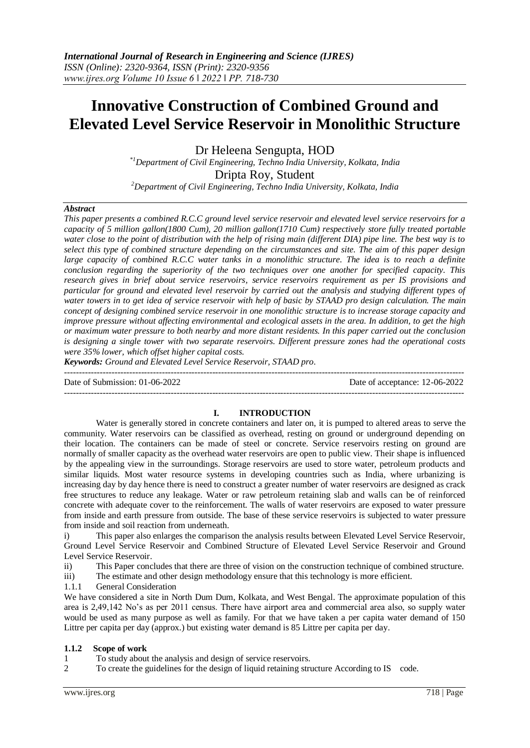# Innovative Construction of Combined Ground and Elevated Level Service Reservoir in Monolithic Structure

Dr Heleena Sengupta, HOD

*[*1]Department of Civil Engineering, Techno India University, Kolkata, India*

Dripta Roy, Student

*[2]Department of Civil Engineering, Techno India University, Kolkata, India*

***Abstract***

*This paper presents a combined R.C.C ground level service reservoir and elevated level service reservoirs for a capacity of 5 million gallon(1800 Cum), 20 million gallon(1710 Cum) respectively store fully treated portable water close to the point of distribution with the help of rising main (different DIA) pipe line. The best way is to select this type of combined structure depending on the circumstances and site. The aim of this paper design large capacity of combined R.C.C water tanks in a monolithic structure. The idea is to reach a definite conclusion regarding the superiority of the two techniques over one another for specified capacity. This research gives in brief about service reservoirs, service reservoirs requirement as per IS provisions and particular for ground and elevated level reservoir by carried out the analysis and studying different types of water towers in to get idea of service reservoir with help of basic by STAAD pro design calculation. The main concept of designing combined service reservoir in one monolithic structure is to increase storage capacity and improve pressure without affecting environmental and ecological assets in the area. In addition, to get the high or maximum water pressure to both nearby and more distant residents. In this paper carried out the conclusion is designing a single tower with two separate reservoirs. Different pressure zones had the operational costs were 35% lower, which offset higher capital costs.*

***Keywords:*** *Ground and Elevated Level Service Reservoir, STAAD pro.*

---

Date of Submission: 01-06-2022 Date of acceptance: 12-06-2022

---

## I. INTRODUCTION

Water is generally stored in concrete containers and later on, it is pumped to altered areas to serve the community. Water reservoirs can be classified as overhead, resting on ground or underground depending on their location. The containers can be made of steel or concrete. Service reservoirs resting on ground are normally of smaller capacity as the overhead water reservoirs are open to public view. Their shape is influenced by the appealing view in the surroundings. Storage reservoirs are used to store water, petroleum products and similar liquids. Most water resource systems in developing countries such as India, where urbanizing is increasing day by day hence there is need to construct a greater number of water reservoirs are designed as crack free structures to reduce any leakage. Water or raw petroleum retaining slab and walls can be of reinforced concrete with adequate cover to the reinforcement. The walls of water reservoirs are exposed to water pressure from inside and earth pressure from outside. The base of these service reservoirs is subjected to water pressure from inside and soil reaction from underneath.

i) This paper also enlarges the comparison the analysis results between Elevated Level Service Reservoir, Ground Level Service Reservoir and Combined Structure of Elevated Level Service Reservoir and Ground Level Service Reservoir.

ii) This Paper concludes that there are three of vision on the construction technique of combined structure.

iii) The estimate and other design methodology ensure that this technology is more efficient.

1.1.1 General Consideration

We have considered a site in North Dum Dum, Kolkata, and West Bengal. The approximate population of this area is 2,49,142 No's as per 2011 census. There have airport area and commercial area also, so supply water would be used as many purpose as well as family. For that we have taken a per capita water demand of 150 Littre per capita per day (approx.) but existing water demand is 85 Littre per capita per day.

### 1.1.2 Scope of work

1 To study about the analysis and design of service reservoirs.

2 To create the guidelines for the design of liquid retaining structure According to IS code.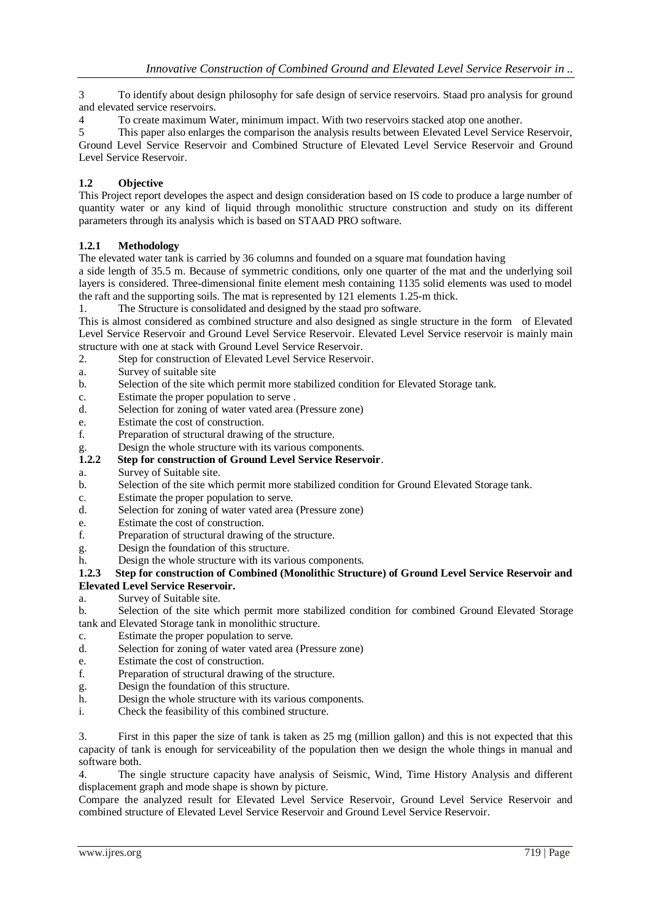3 To identify about design philosophy for safe design of service reservoirs. Staad pro analysis for ground and elevated service reservoirs.

4 To create maximum Water, minimum impact. With two reservoirs stacked atop one another.

5 This paper also enlarges the comparison the analysis results between Elevated Level Service Reservoir, Ground Level Service Reservoir and Combined Structure of Elevated Level Service Reservoir and Ground Level Service Reservoir.

### 1.2 Objective

This Project report developes the aspect and design consideration based on IS code to produce a large number of quantity water or any kind of liquid through monolithic structure construction and study on its different parameters through its analysis which is based on STAAD PRO software.

#### 1.2.1 Methodology

The elevated water tank is carried by 36 columns and founded on a square mat foundation having a side length of 35.5 m. Because of symmetric conditions, only one quarter of the mat and the underlying soil layers is considered. Three-dimensional finite element mesh containing 1135 solid elements was used to model the raft and the supporting soils. The mat is represented by 121 elements 1.25-m thick.

1. The Structure is consolidated and designed by the staad pro software.

This is almost considered as combined structure and also designed as single structure in the form of Elevated Level Service Reservoir and Ground Level Service Reservoir. Elevated Level Service reservoir is mainly main structure with one at stack with Ground Level Service Reservoir.

2. Step for construction of Elevated Level Service Reservoir.

a. Survey of suitable site
b. Selection of the site which permit more stabilized condition for Elevated Storage tank.
c. Estimate the proper population to serve .
d. Selection for zoning of water vated area (Pressure zone)
e. Estimate the cost of construction.
f. Preparation of structural drawing of the structure.
g. Design the whole structure with its various components.

#### 1.2.2 Step for construction of Ground Level Service Reservoir.

a. Survey of Suitable site.
b. Selection of the site which permit more stabilized condition for Ground Elevated Storage tank.
c. Estimate the proper population to serve.
d. Selection for zoning of water vated area (Pressure zone)
e. Estimate the cost of construction.
f. Preparation of structural drawing of the structure.
g. Design the foundation of this structure.
h. Design the whole structure with its various components.

#### 1.2.3 Step for construction of Combined (Monolithic Structure) of Ground Level Service Reservoir and Elevated Level Service Reservoir.

a. Survey of Suitable site.
b. Selection of the site which permit more stabilized condition for combined Ground Elevated Storage tank and Elevated Storage tank in monolithic structure.
c. Estimate the proper population to serve.
d. Selection for zoning of water vated area (Pressure zone)
e. Estimate the cost of construction.
f. Preparation of structural drawing of the structure.
g. Design the foundation of this structure.
h. Design the whole structure with its various components.
i. Check the feasibility of this combined structure.

3. First in this paper the size of tank is taken as 25 mg (million gallon) and this is not expected that this capacity of tank is enough for serviceability of the population then we design the whole things in manual and software both.

4. The single structure capacity have analysis of Seismic, Wind, Time History Analysis and different displacement graph and mode shape is shown by picture.

Compare the analyzed result for Elevated Level Service Reservoir, Ground Level Service Reservoir and combined structure of Elevated Level Service Reservoir and Ground Level Service Reservoir.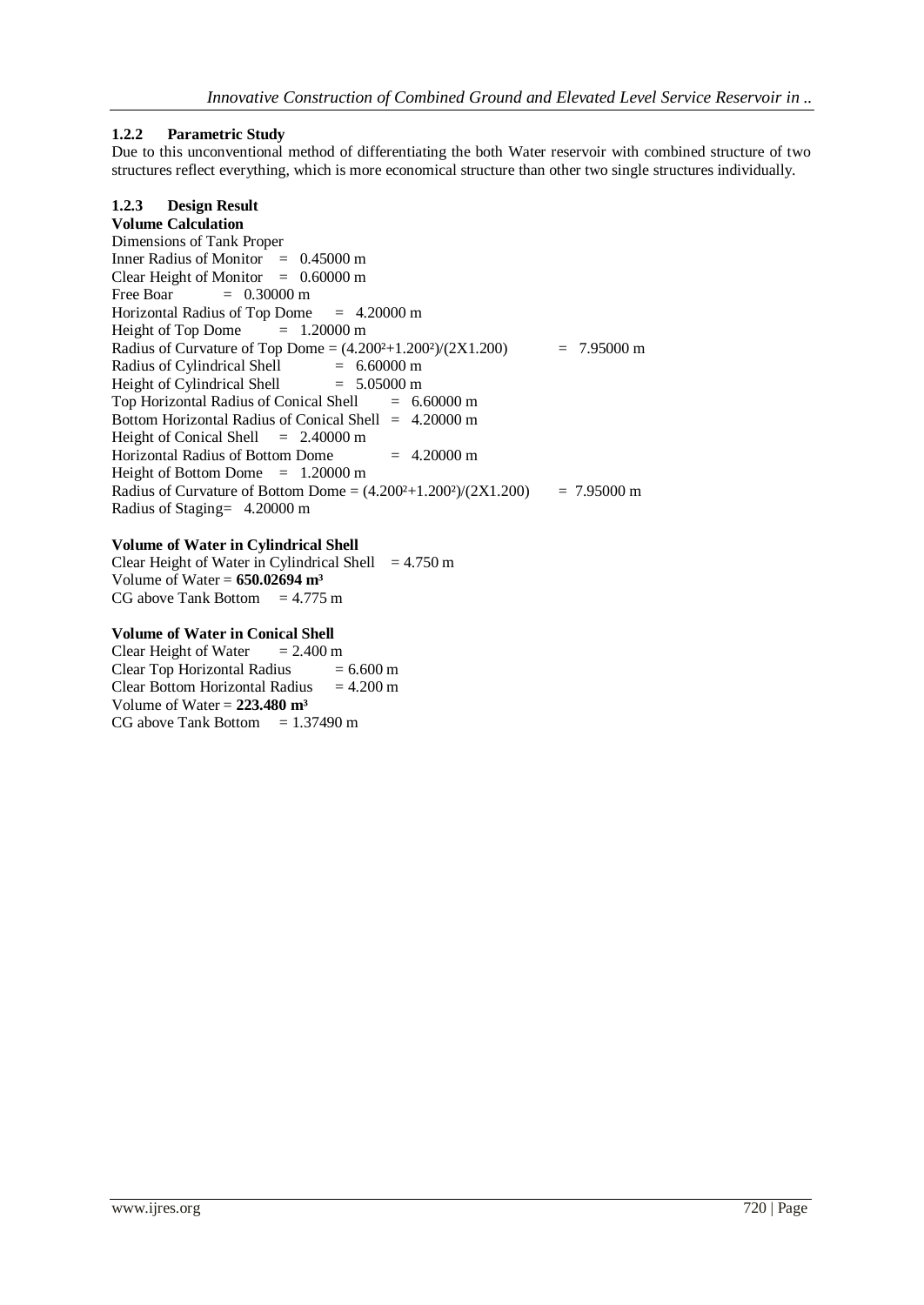### 1.2.2 Parametric Study

Due to this unconventional method of differentiating the both Water reservoir with combined structure of two structures reflect everything, which is more economical structure than other two single structures individually.

### 1.2.3 Design Result

**Volume Calculation**

Dimensions of Tank Proper
Inner Radius of Monitor = 0.45000 m
Clear Height of Monitor = 0.60000 m
Free Boar = 0.30000 m
Horizontal Radius of Top Dome = 4.20000 m
Height of Top Dome = 1.20000 m
Radius of Curvature of Top Dome = $(4.200^2+1.200^2)/(2X1.200)$ = 7.95000 m
Radius of Cylindrical Shell = 6.60000 m
Height of Cylindrical Shell = 5.05000 m
Top Horizontal Radius of Conical Shell = 6.60000 m
Bottom Horizontal Radius of Conical Shell = 4.20000 m
Height of Conical Shell = 2.40000 m
Horizontal Radius of Bottom Dome = 4.20000 m
Height of Bottom Dome = 1.20000 m
Radius of Curvature of Bottom Dome = $(4.200^2+1.200^2)/(2X1.200)$ = 7.95000 m
Radius of Staging= 4.20000 m

**Volume of Water in Cylindrical Shell**

Clear Height of Water in Cylindrical Shell = 4.750 m
Volume of Water = **650.02694 $m^3$**
CG above Tank Bottom = 4.775 m

**Volume of Water in Conical Shell**

Clear Height of Water = 2.400 m
Clear Top Horizontal Radius = 6.600 m
Clear Bottom Horizontal Radius = 4.200 m
Volume of Water = **223.480 $m^3$**
CG above Tank Bottom = 1.37490 m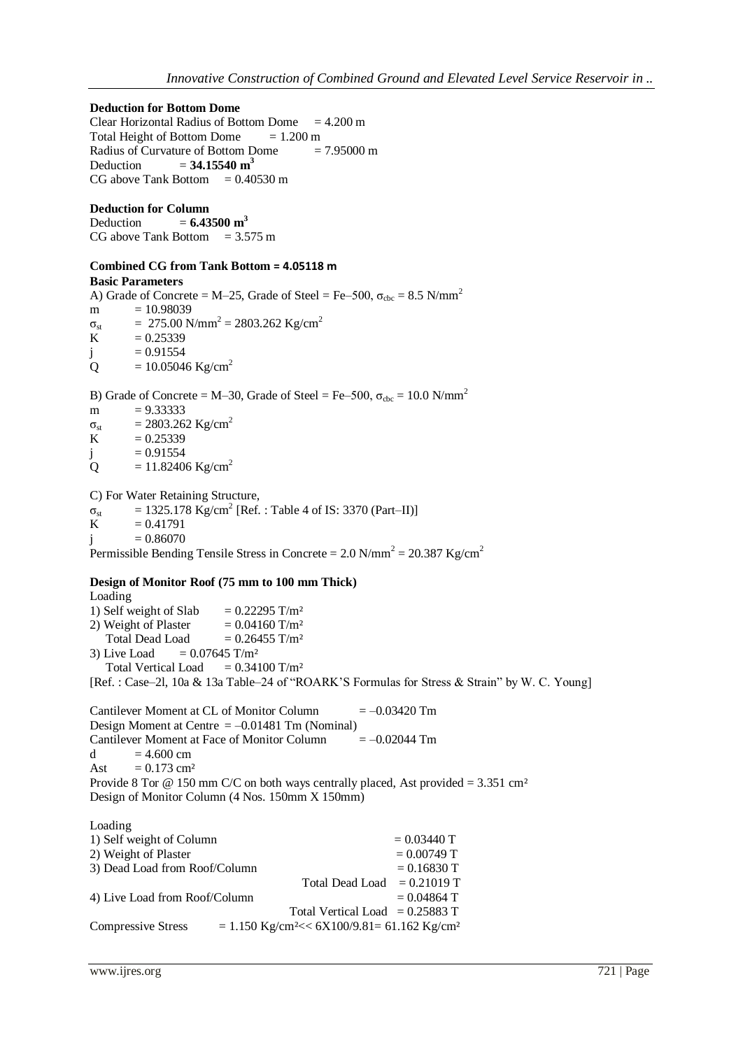**Deduction for Bottom Dome**

Clear Horizontal Radius of Bottom Dome = 4.200 m
Total Height of Bottom Dome = 1.200 m
Radius of Curvature of Bottom Dome = 7.95000 m
Deduction = **34.15540 m$^3$**
CG above Tank Bottom = 0.40530 m

**Deduction for Column**

Deduction = **6.43500 m$^3$**
CG above Tank Bottom = 3.575 m

**Combined CG from Tank Bottom = 4.05118 m**

**Basic Parameters**

A) Grade of Concrete = M–25, Grade of Steel = Fe–500, $\sigma_{cbc}$ = 8.5 N/mm$^2$
m = 10.98039
$\sigma_{st}$ = 275.00 N/mm$^2$ = 2803.262 Kg/cm$^2$
K = 0.25339
j = 0.91554
Q = 10.05046 Kg/cm$^2$

B) Grade of Concrete = M–30, Grade of Steel = Fe–500, $\sigma_{cbc}$ = 10.0 N/mm$^2$
m = 9.33333
$\sigma_{st}$ = 2803.262 Kg/cm$^2$
K = 0.25339
j = 0.91554
Q = 11.82406 Kg/cm$^2$

C) For Water Retaining Structure,
$\sigma_{st}$ = 1325.178 Kg/cm$^2$ [Ref. : Table 4 of IS: 3370 (Part–II)]
K = 0.41791
j = 0.86070
Permissible Bending Tensile Stress in Concrete = 2.0 N/mm$^2$ = 20.387 Kg/cm$^2$

**Design of Monitor Roof (75 mm to 100 mm Thick)**

Loading
1) Self weight of Slab = 0.22295 T/m²
2) Weight of Plaster = 0.04160 T/m²
Total Dead Load = 0.26455 T/m²
3) Live Load = 0.07645 T/m²
Total Vertical Load = 0.34100 T/m²
[Ref. : Case–2l, 10a & 13a Table–24 of "ROARK'S Formulas for Stress & Strain" by W. C. Young]

Cantilever Moment at CL of Monitor Column = –0.03420 Tm
Design Moment at Centre = –0.01481 Tm (Nominal)
Cantilever Moment at Face of Monitor Column = –0.02044 Tm
d = 4.600 cm
Ast = 0.173 cm²
Provide 8 Tor @ 150 mm C/C on both ways centrally placed, Ast provided = 3.351 cm²
Design of Monitor Column (4 Nos. 150mm X 150mm)

Loading

| | |
|---|---|
| 1) Self weight of Column | = 0.03440 T |
| 2) Weight of Plaster | = 0.00749 T |
| 3) Dead Load from Roof/Column | = 0.16830 T |
| Total Dead Load | = 0.21019 T |
| 4) Live Load from Roof/Column | = 0.04864 T |
| Total Vertical Load | = 0.25883 T |

Compressive Stress = 1.150 Kg/cm² << 6X100/9.81= 61.162 Kg/cm²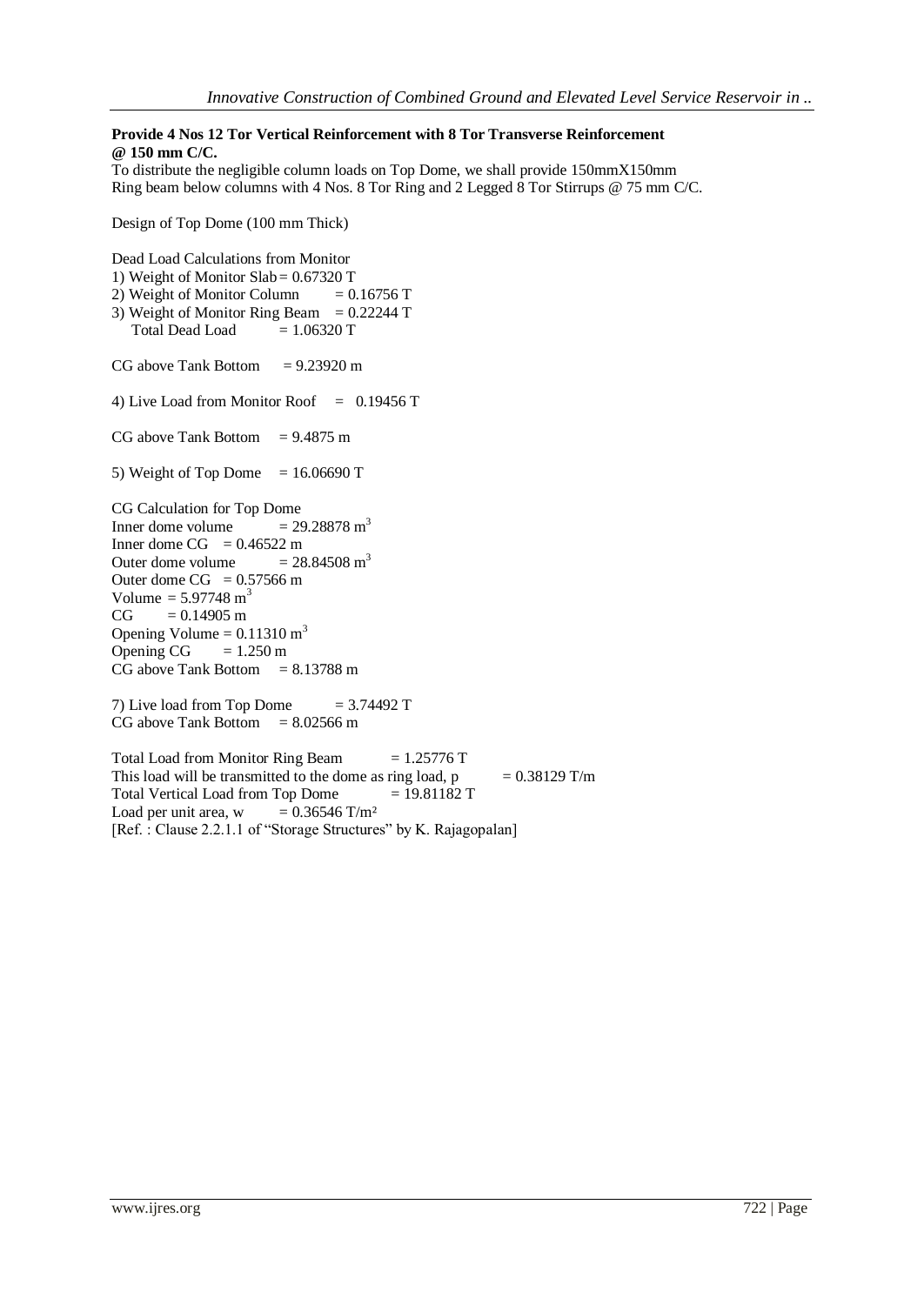**Provide 4 Nos 12 Tor Vertical Reinforcement with 8 Tor Transverse Reinforcement @ 150 mm C/C.**

To distribute the negligible column loads on Top Dome, we shall provide 150mmX150mm Ring beam below columns with 4 Nos. 8 Tor Ring and 2 Legged 8 Tor Stirrups @ 75 mm C/C.

Design of Top Dome (100 mm Thick)

Dead Load Calculations from Monitor

1) Weight of Monitor Slab = 0.67320 T
2) Weight of Monitor Column = 0.16756 T
3) Weight of Monitor Ring Beam = 0.22244 T

Total Dead Load = 1.06320 T

CG above Tank Bottom = 9.23920 m

4) Live Load from Monitor Roof = 0.19456 T

CG above Tank Bottom = 9.4875 m

5) Weight of Top Dome = 16.06690 T

CG Calculation for Top Dome

Inner dome volume = 29.28878 $m^3$
Inner dome CG = 0.46522 m
Outer dome volume = 28.84508 $m^3$
Outer dome CG = 0.57566 m
Volume = 5.97748 $m^3$
CG = 0.14905 m
Opening Volume = 0.11310 $m^3$
Opening CG = 1.250 m
CG above Tank Bottom = 8.13788 m

7) Live load from Top Dome = 3.74492 T

CG above Tank Bottom = 8.02566 m

Total Load from Monitor Ring Beam = 1.25776 T
This load will be transmitted to the dome as ring load, p = 0.38129 T/m
Total Vertical Load from Top Dome = 19.81182 T
Load per unit area, w = 0.36546 T/m²
[Ref. : Clause 2.2.1.1 of "Storage Structures" by K. Rajagopalan]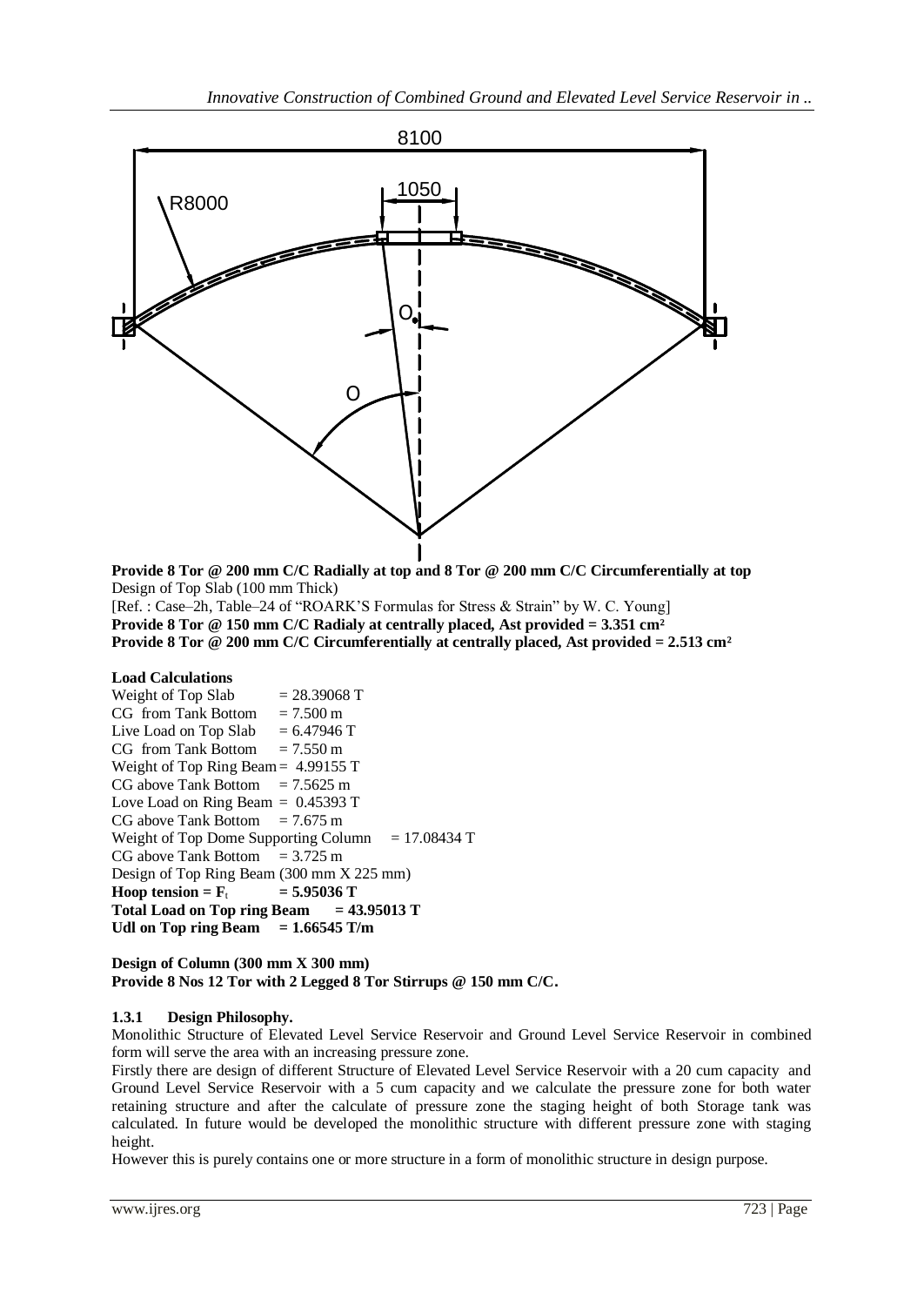8100

1050

R8000

O

O

**Provide 8 Tor @ 200 mm C/C Radially at top and 8 Tor @ 200 mm C/C Circumferentially at top**

Design of Top Slab (100 mm Thick)

[Ref. : Case–2h, Table–24 of "ROARK'S Formulas for Stress & Strain" by W. C. Young]

**Provide 8 Tor @ 150 mm C/C Radialy at centrally placed, Ast provided = 3.351 cm²**

**Provide 8 Tor @ 200 mm C/C Circumferentially at centrally placed, Ast provided = 2.513 cm²**

**Load Calculations**

Weight of Top Slab = 28.39068 T
CG from Tank Bottom = 7.500 m
Live Load on Top Slab = 6.47946 T
CG from Tank Bottom = 7.550 m
Weight of Top Ring Beam = 4.99155 T
CG above Tank Bottom = 7.5625 m
Love Load on Ring Beam = 0.45393 T
CG above Tank Bottom = 7.675 m
Weight of Top Dome Supporting Column = 17.08434 T
CG above Tank Bottom = 3.725 m
Design of Top Ring Beam (300 mm X 225 mm)
**Hoop tension = $F_t$ = 5.95036 T**
**Total Load on Top ring Beam = 43.95013 T**
**Udl on Top ring Beam = 1.66545 T/m**

**Design of Column (300 mm X 300 mm)**
**Provide 8 Nos 12 Tor with 2 Legged 8 Tor Stirrups @ 150 mm C/C.**

### 1.3.1 Design Philosophy.

Monolithic Structure of Elevated Level Service Reservoir and Ground Level Service Reservoir in combined form will serve the area with an increasing pressure zone.

Firstly there are design of different Structure of Elevated Level Service Reservoir with a 20 cum capacity and Ground Level Service Reservoir with a 5 cum capacity and we calculate the pressure zone for both water retaining structure and after the calculate of pressure zone the staging height of both Storage tank was calculated. In future would be developed the monolithic structure with different pressure zone with staging height.

However this is purely contains one or more structure in a form of monolithic structure in design purpose.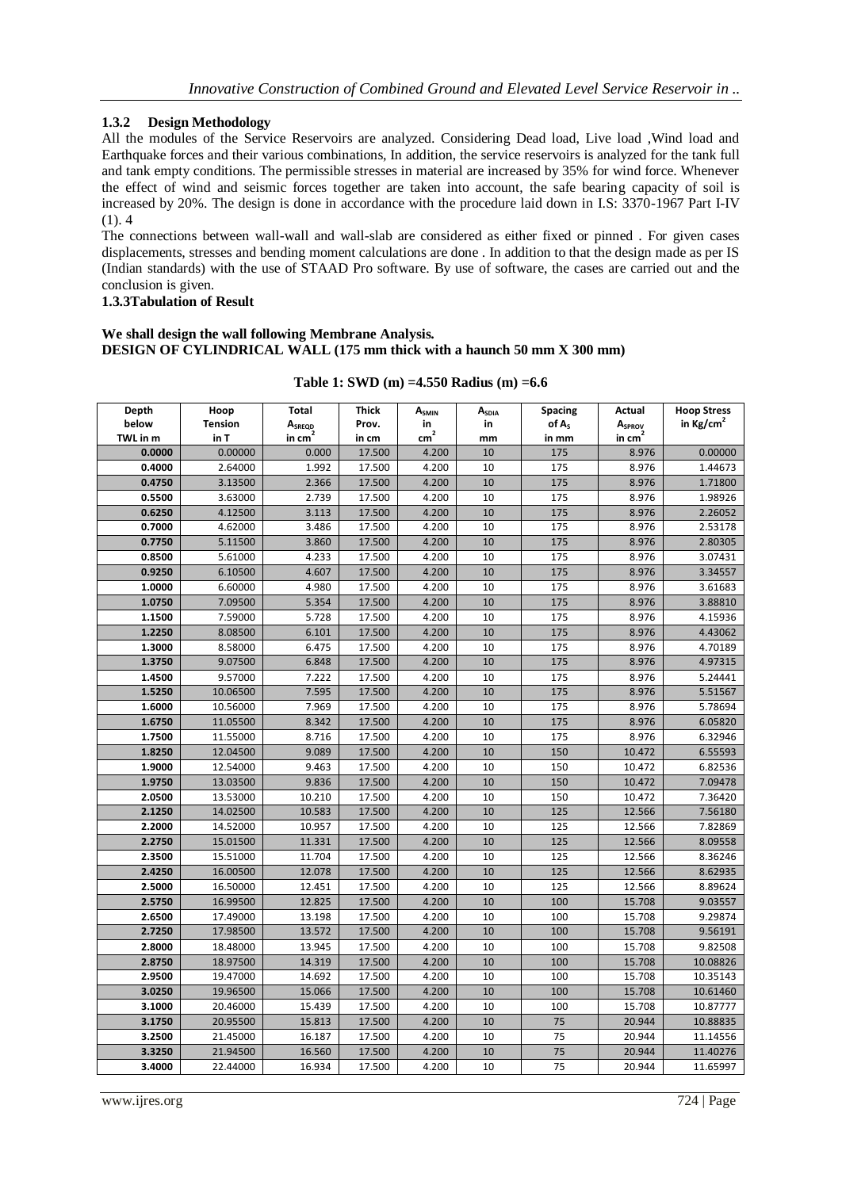### 1.3.2 Design Methodology

All the modules of the Service Reservoirs are analyzed. Considering Dead load, Live load ,Wind load and Earthquake forces and their various combinations, In addition, the service reservoirs is analyzed for the tank full and tank empty conditions. The permissible stresses in material are increased by 35% for wind force. Whenever the effect of wind and seismic forces together are taken into account, the safe bearing capacity of soil is increased by 20%. The design is done in accordance with the procedure laid down in I.S: 3370-1967 Part I-IV (1). 4

The connections between wall-wall and wall-slab are considered as either fixed or pinned . For given cases displacements, stresses and bending moment calculations are done . In addition to that the design made as per IS (Indian standards) with the use of STAAD Pro software. By use of software, the cases are carried out and the conclusion is given.

### 1.3.3Tabulation of Result

**We shall design the wall following Membrane Analysis.**
**DESIGN OF CYLINDRICAL WALL (175 mm thick with a haunch 50 mm X 300 mm)**

**Table 1: SWD (m) =4.550 Radius (m) =6.6**

| Depth below TWL in m | Hoop Tension in T | Total $A_{SREQD}$ in $cm^2$ | Thick Prov. in cm | $A_{SMIN}$ in $cm^2$ | $A_{SDIA}$ in mm | Spacing of $A_S$ in mm | Actual $A_{SPROV}$ in $cm^2$ | Hoop Stress in $Kg/cm^2$ |
|---|---|---|---|---|---|---|---|---|
| 0.0000 | 0.00000 | 0.000 | 17.500 | 4.200 | 10 | 175 | 8.976 | 0.00000 |
| 0.4000 | 2.64000 | 1.992 | 17.500 | 4.200 | 10 | 175 | 8.976 | 1.44673 |
| 0.4750 | 3.13500 | 2.366 | 17.500 | 4.200 | 10 | 175 | 8.976 | 1.71800 |
| 0.5500 | 3.63000 | 2.739 | 17.500 | 4.200 | 10 | 175 | 8.976 | 1.98926 |
| 0.6250 | 4.12500 | 3.113 | 17.500 | 4.200 | 10 | 175 | 8.976 | 2.26052 |
| 0.7000 | 4.62000 | 3.486 | 17.500 | 4.200 | 10 | 175 | 8.976 | 2.53178 |
| 0.7750 | 5.11500 | 3.860 | 17.500 | 4.200 | 10 | 175 | 8.976 | 2.80305 |
| 0.8500 | 5.61000 | 4.233 | 17.500 | 4.200 | 10 | 175 | 8.976 | 3.07431 |
| 0.9250 | 6.10500 | 4.607 | 17.500 | 4.200 | 10 | 175 | 8.976 | 3.34557 |
| 1.0000 | 6.60000 | 4.980 | 17.500 | 4.200 | 10 | 175 | 8.976 | 3.61683 |
| 1.0750 | 7.09500 | 5.354 | 17.500 | 4.200 | 10 | 175 | 8.976 | 3.88810 |
| 1.1500 | 7.59000 | 5.728 | 17.500 | 4.200 | 10 | 175 | 8.976 | 4.15936 |
| 1.2250 | 8.08500 | 6.101 | 17.500 | 4.200 | 10 | 175 | 8.976 | 4.43062 |
| 1.3000 | 8.58000 | 6.475 | 17.500 | 4.200 | 10 | 175 | 8.976 | 4.70189 |
| 1.3750 | 9.07500 | 6.848 | 17.500 | 4.200 | 10 | 175 | 8.976 | 4.97315 |
| 1.4500 | 9.57000 | 7.222 | 17.500 | 4.200 | 10 | 175 | 8.976 | 5.24441 |
| 1.5250 | 10.06500 | 7.595 | 17.500 | 4.200 | 10 | 175 | 8.976 | 5.51567 |
| 1.6000 | 10.56000 | 7.969 | 17.500 | 4.200 | 10 | 175 | 8.976 | 5.78694 |
| 1.6750 | 11.05500 | 8.342 | 17.500 | 4.200 | 10 | 175 | 8.976 | 6.05820 |
| 1.7500 | 11.55000 | 8.716 | 17.500 | 4.200 | 10 | 175 | 8.976 | 6.32946 |
| 1.8250 | 12.04500 | 9.089 | 17.500 | 4.200 | 10 | 150 | 10.472 | 6.55593 |
| 1.9000 | 12.54000 | 9.463 | 17.500 | 4.200 | 10 | 150 | 10.472 | 6.82536 |
| 1.9750 | 13.03500 | 9.836 | 17.500 | 4.200 | 10 | 150 | 10.472 | 7.09478 |
| 2.0500 | 13.53000 | 10.210 | 17.500 | 4.200 | 10 | 150 | 10.472 | 7.36420 |
| 2.1250 | 14.02500 | 10.583 | 17.500 | 4.200 | 10 | 125 | 12.566 | 7.56180 |
| 2.2000 | 14.52000 | 10.957 | 17.500 | 4.200 | 10 | 125 | 12.566 | 7.82869 |
| 2.2750 | 15.01500 | 11.331 | 17.500 | 4.200 | 10 | 125 | 12.566 | 8.09558 |
| 2.3500 | 15.51000 | 11.704 | 17.500 | 4.200 | 10 | 125 | 12.566 | 8.36246 |
| 2.4250 | 16.00500 | 12.078 | 17.500 | 4.200 | 10 | 125 | 12.566 | 8.62935 |
| 2.5000 | 16.50000 | 12.451 | 17.500 | 4.200 | 10 | 125 | 12.566 | 8.89624 |
| 2.5750 | 16.99500 | 12.825 | 17.500 | 4.200 | 10 | 100 | 15.708 | 9.03557 |
| 2.6500 | 17.49000 | 13.198 | 17.500 | 4.200 | 10 | 100 | 15.708 | 9.29874 |
| 2.7250 | 17.98500 | 13.572 | 17.500 | 4.200 | 10 | 100 | 15.708 | 9.56191 |
| 2.8000 | 18.48000 | 13.945 | 17.500 | 4.200 | 10 | 100 | 15.708 | 9.82508 |
| 2.8750 | 18.97500 | 14.319 | 17.500 | 4.200 | 10 | 100 | 15.708 | 10.08826 |
| 2.9500 | 19.47000 | 14.692 | 17.500 | 4.200 | 10 | 100 | 15.708 | 10.35143 |
| 3.0250 | 19.96500 | 15.066 | 17.500 | 4.200 | 10 | 100 | 15.708 | 10.61460 |
| 3.1000 | 20.46000 | 15.439 | 17.500 | 4.200 | 10 | 100 | 15.708 | 10.87777 |
| 3.1750 | 20.95500 | 15.813 | 17.500 | 4.200 | 10 | 75 | 20.944 | 10.88835 |
| 3.2500 | 21.45000 | 16.187 | 17.500 | 4.200 | 10 | 75 | 20.944 | 11.14556 |
| 3.3250 | 21.94500 | 16.560 | 17.500 | 4.200 | 10 | 75 | 20.944 | 11.40276 |
| 3.4000 | 22.44000 | 16.934 | 17.500 | 4.200 | 10 | 75 | 20.944 | 11.65997 |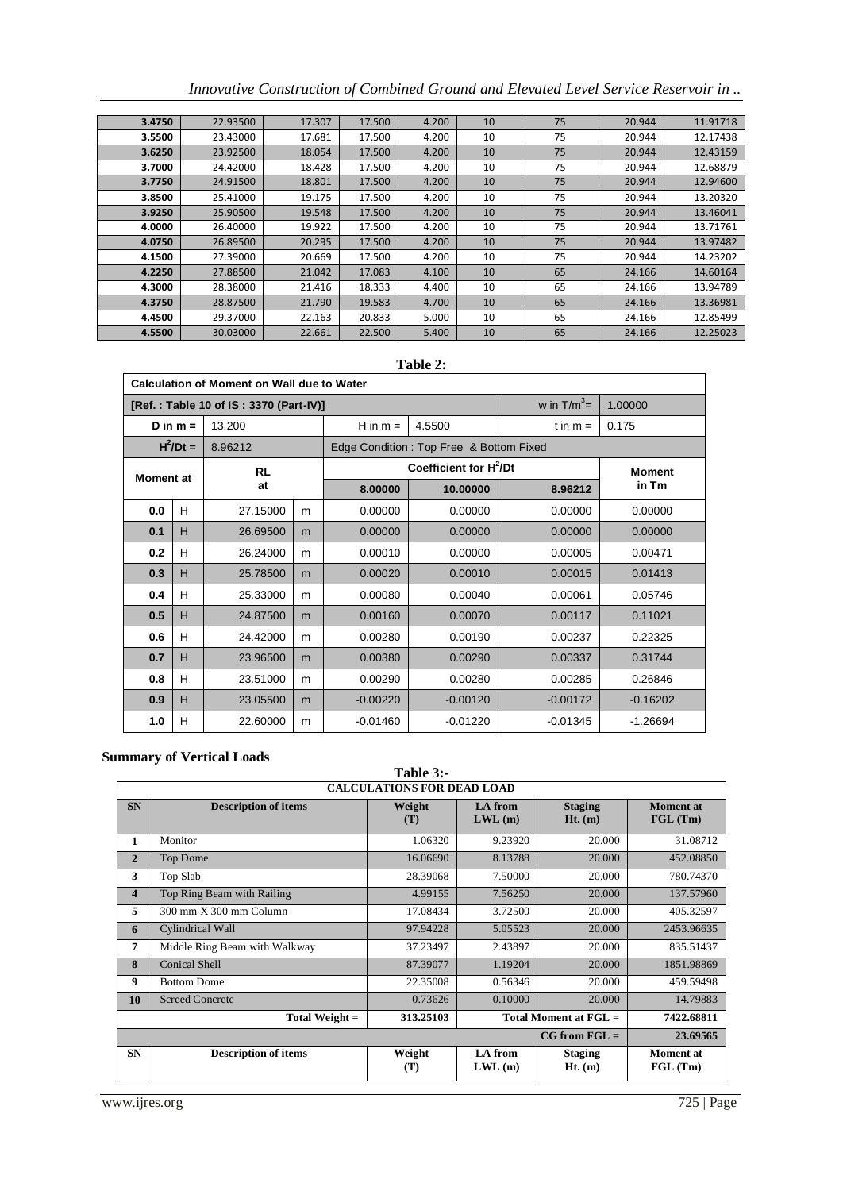| | | | | | | | | |
|---|---|---|---|---|---|---|---|---|
| 3.4750 | 22.93500 | 17.307 | 17.500 | 4.200 | 10 | 75 | 20.944 | 11.91718 |
| 3.5500 | 23.43000 | 17.681 | 17.500 | 4.200 | 10 | 75 | 20.944 | 12.17438 |
| 3.6250 | 23.92500 | 18.054 | 17.500 | 4.200 | 10 | 75 | 20.944 | 12.43159 |
| 3.7000 | 24.42000 | 18.428 | 17.500 | 4.200 | 10 | 75 | 20.944 | 12.68879 |
| 3.7750 | 24.91500 | 18.801 | 17.500 | 4.200 | 10 | 75 | 20.944 | 12.94600 |
| 3.8500 | 25.41000 | 19.175 | 17.500 | 4.200 | 10 | 75 | 20.944 | 13.20320 |
| 3.9250 | 25.90500 | 19.548 | 17.500 | 4.200 | 10 | 75 | 20.944 | 13.46041 |
| 4.0000 | 26.40000 | 19.922 | 17.500 | 4.200 | 10 | 75 | 20.944 | 13.71761 |
| 4.0750 | 26.89500 | 20.295 | 17.500 | 4.200 | 10 | 75 | 20.944 | 13.97482 |
| 4.1500 | 27.39000 | 20.669 | 17.500 | 4.200 | 10 | 75 | 20.944 | 14.23202 |
| 4.2250 | 27.88500 | 21.042 | 17.083 | 4.100 | 10 | 65 | 24.166 | 14.60164 |
| 4.3000 | 28.38000 | 21.416 | 18.333 | 4.400 | 10 | 65 | 24.166 | 13.94789 |
| 4.3750 | 28.87500 | 21.790 | 19.583 | 4.700 | 10 | 65 | 24.166 | 13.36981 |
| 4.4500 | 29.37000 | 22.163 | 20.833 | 5.000 | 10 | 65 | 24.166 | 12.85499 |
| 4.5500 | 30.03000 | 22.661 | 22.500 | 5.400 | 10 | 65 | 24.166 | 12.25023 |

**Table 2:**

| Calculation of Moment on Wall due to Water | | | | | | | |
|---|---|---|---|---|---|---|---|
| [Ref. : Table 10 of IS : 3370 (Part-IV)] | | | | | | w in $T/m^3$ = | 1.00000 |
| D in m = | | 13.200 | | H in m = | 4.5500 | t in m = | 0.175 |
| $H^2/Dt$ = | | 8.96212 | | Edge Condition : Top Free & Bottom Fixed | | | |
| Moment at | | RL at | | Coefficient for $H^2/Dt$ | | | Moment in Tm |
| | | | | 8.00000 | 10.00000 | 8.96212 | |
| 0.0 | H | 27.15000 | m | 0.00000 | 0.00000 | 0.00000 | 0.00000 |
| 0.1 | H | 26.69500 | m | 0.00000 | 0.00000 | 0.00000 | 0.00000 |
| 0.2 | H | 26.24000 | m | 0.00010 | 0.00000 | 0.00005 | 0.00471 |
| 0.3 | H | 25.78500 | m | 0.00020 | 0.00010 | 0.00015 | 0.01413 |
| 0.4 | H | 25.33000 | m | 0.00080 | 0.00040 | 0.00061 | 0.05746 |
| 0.5 | H | 24.87500 | m | 0.00160 | 0.00070 | 0.00117 | 0.11021 |
| 0.6 | H | 24.42000 | m | 0.00280 | 0.00190 | 0.00237 | 0.22325 |
| 0.7 | H | 23.96500 | m | 0.00380 | 0.00290 | 0.00337 | 0.31744 |
| 0.8 | H | 23.51000 | m | 0.00290 | 0.00280 | 0.00285 | 0.26846 |
| 0.9 | H | 23.05500 | m | -0.00220 | -0.00120 | -0.00172 | -0.16202 |
| 1.0 | H | 22.60000 | m | -0.01460 | -0.01220 | -0.01345 | -1.26694 |

**Summary of Vertical Loads**

**Table 3:-**

| CALCULATIONS FOR DEAD LOAD | | | | | |
|---|---|---|---|---|---|
| **SN** | **Description of items** | **Weight (T)** | **LA from LWL (m)** | **Staging Ht. (m)** | **Moment at FGL (Tm)** |
| 1 | Monitor | 1.06320 | 9.23920 | 20.000 | 31.08712 |
| 2 | Top Dome | 16.06690 | 8.13788 | 20.000 | 452.08850 |
| 3 | Top Slab | 28.39068 | 7.50000 | 20.000 | 780.74370 |
| 4 | Top Ring Beam with Railing | 4.99155 | 7.56250 | 20.000 | 137.57960 |
| 5 | 300 mm X 300 mm Column | 17.08434 | 3.72500 | 20.000 | 405.32597 |
| 6 | Cylindrical Wall | 97.94228 | 5.05523 | 20.000 | 2453.96635 |
| 7 | Middle Ring Beam with Walkway | 37.23497 | 2.43897 | 20.000 | 835.51437 |
| 8 | Conical Shell | 87.39077 | 1.19204 | 20.000 | 1851.98869 |
| 9 | Bottom Dome | 22.35008 | 0.56346 | 20.000 | 459.59498 |
| 10 | Screed Concrete | 0.73626 | 0.10000 | 20.000 | 14.79883 |
| | **Total Weight =** | **313.25103** | **Total Moment at FGL =** | | **7422.68811** |
| | | | | **CG from FGL =** | **23.69565** |
| **SN** | **Description of items** | **Weight (T)** | **LA from LWL (m)** | **Staging Ht. (m)** | **Moment at FGL (Tm)** |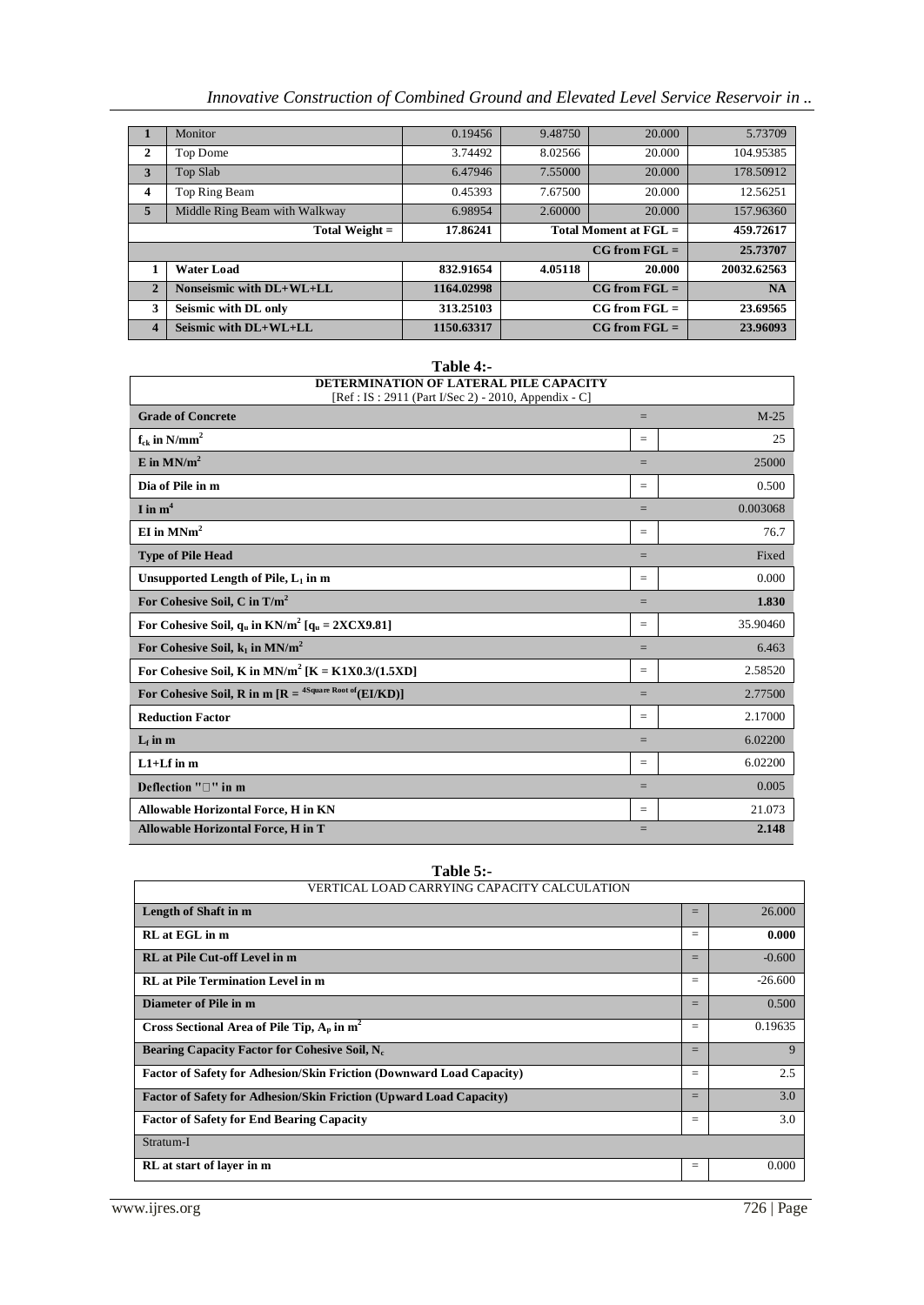| 1 | Monitor | 0.19456 | 9.48750 | 20.000 | 5.73709 |
|---|---|---|---|---|---|
| 2 | Top Dome | 3.74492 | 8.02566 | 20.000 | 104.95385 |
| 3 | Top Slab | 6.47946 | 7.55000 | 20.000 | 178.50912 |
| 4 | Top Ring Beam | 0.45393 | 7.67500 | 20.000 | 12.56251 |
| 5 | Middle Ring Beam with Walkway | 6.98954 | 2.60000 | 20.000 | 157.96360 |
| | **Total Weight =** | **17.86241** | **Total Moment at FGL =** | | **459.72617** |
| | | | | **CG from FGL =** | **25.73707** |
| **1** | **Water Load** | **832.91654** | **4.05118** | **20.000** | **20032.62563** |
| **2** | **Nonseismic with DL+WL+LL** | **1164.02998** | | **CG from FGL =** | **NA** |
| **3** | **Seismic with DL only** | **313.25103** | | **CG from FGL =** | **23.69565** |
| **4** | **Seismic with DL+WL+LL** | **1150.63317** | | **CG from FGL =** | **23.96093** |

**Table 4:-**

| **DETERMINATION OF LATERAL PILE CAPACITY** [Ref : IS : 2911 (Part I/Sec 2) - 2010, Appendix - C] | | |
|---|---|---|
| **Grade of Concrete** | = | M-25 |
| **$f_{ck}$ in N/mm$^2$** | = | 25 |
| **E in MN/m$^2$** | = | 25000 |
| **Dia of Pile in m** | = | 0.500 |
| **I in m$^4$** | = | 0.003068 |
| **EI in MNm$^2$** | = | 76.7 |
| **Type of Pile Head** | = | Fixed |
| **Unsupported Length of Pile, $L_1$ in m** | = | 0.000 |
| **For Cohesive Soil, C in T/m$^2$** | = | **1.830** |
| **For Cohesive Soil, $q_u$ in KN/m$^2$ [$q_u$ = 2XCX9.81]** | = | 35.90460 |
| **For Cohesive Soil, $k_1$ in MN/m$^2$** | = | 6.463 |
| **For Cohesive Soil, K in MN/m$^2$ [K = K1X0.3/(1.5XD]** | = | 2.58520 |
| **For Cohesive Soil, R in m [R = $^{4 \text{Square Root of}}$(EI/KD)]** | = | 2.77500 |
| **Reduction Factor** | = | 2.17000 |
| **$L_f$ in m** | = | 6.02200 |
| **L1+Lf in m** | = | 6.02200 |
| **Deflection "□" in m** | = | 0.005 |
| **Allowable Horizontal Force, H in KN** | = | 21.073 |
| **Allowable Horizontal Force, H in T** | = | **2.148** |

**Table 5:-**

| VERTICAL LOAD CARRYING CAPACITY CALCULATION | | |
|---|---|---|
| **Length of Shaft in m** | = | 26.000 |
| **RL at EGL in m** | = | **0.000** |
| **RL at Pile Cut-off Level in m** | = | -0.600 |
| **RL at Pile Termination Level in m** | = | -26.600 |
| **Diameter of Pile in m** | = | 0.500 |
| **Cross Sectional Area of Pile Tip, $A_p$ in m$^2$** | = | 0.19635 |
| **Bearing Capacity Factor for Cohesive Soil, $N_c$** | = | 9 |
| **Factor of Safety for Adhesion/Skin Friction (Downward Load Capacity)** | = | 2.5 |
| **Factor of Safety for Adhesion/Skin Friction (Upward Load Capacity)** | = | 3.0 |
| **Factor of Safety for End Bearing Capacity** | = | 3.0 |
| Stratum-I | | |
| **RL at start of layer in m** | = | 0.000 |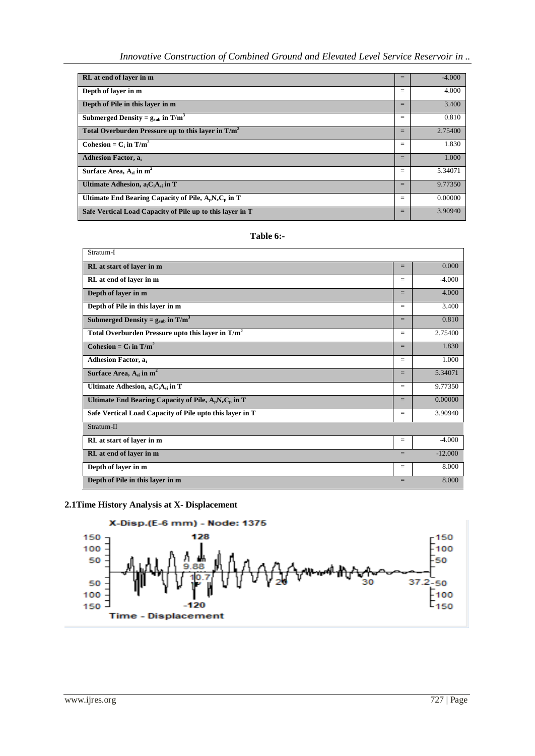| | | |
|---|---|---|
| RL at end of layer in m | = | -4.000 |
| Depth of layer in m | = | 4.000 |
| Depth of Pile in this layer in m | = | 3.400 |
| Submerged Density = $g_{sub}$ in $T/m^3$ | = | 0.810 |
| Total Overburden Pressure up to this layer in $T/m^2$ | = | 2.75400 |
| Cohesion = $C_i$ in $T/m^2$ | = | 1.830 |
| Adhesion Factor, $a_i$ | = | 1.000 |
| Surface Area, $A_{si}$ in $m^2$ | = | 5.34071 |
| Ultimate Adhesion, $a_iC_iA_{si}$ in T | = | 9.77350 |
| Ultimate End Bearing Capacity of Pile, $A_pN_cC_p$ in T | = | 0.00000 |
| Safe Vertical Load Capacity of Pile up to this layer in T | = | 3.90940 |

**Table 6:-**

| Stratum-I | | |
|---|---|---|
| RL at start of layer in m | = | 0.000 |
| RL at end of layer in m | = | -4.000 |
| Depth of layer in m | = | 4.000 |
| Depth of Pile in this layer in m | = | 3.400 |
| Submerged Density = $g_{sub}$ in $T/m^3$ | = | 0.810 |
| Total Overburden Pressure upto this layer in $T/m^2$ | = | 2.75400 |
| Cohesion = $C_i$ in $T/m^2$ | = | 1.830 |
| Adhesion Factor, $a_i$ | = | 1.000 |
| Surface Area, $A_{si}$ in $m^2$ | = | 5.34071 |
| Ultimate Adhesion, $a_iC_iA_{si}$ in T | = | 9.77350 |
| Ultimate End Bearing Capacity of Pile, $A_pN_cC_p$ in T | = | 0.00000 |
| Safe Vertical Load Capacity of Pile upto this layer in T | = | 3.90940 |
| Stratum-II | | |
| RL at start of layer in m | = | -4.000 |
| RL at end of layer in m | = | -12.000 |
| Depth of layer in m | = | 8.000 |
| Depth of Pile in this layer in m | = | 8.000 |

## 2.1Time History Analysis at X- Displacement

X-Disp.(E-6 mm) - Node: 1375

Time - Displacement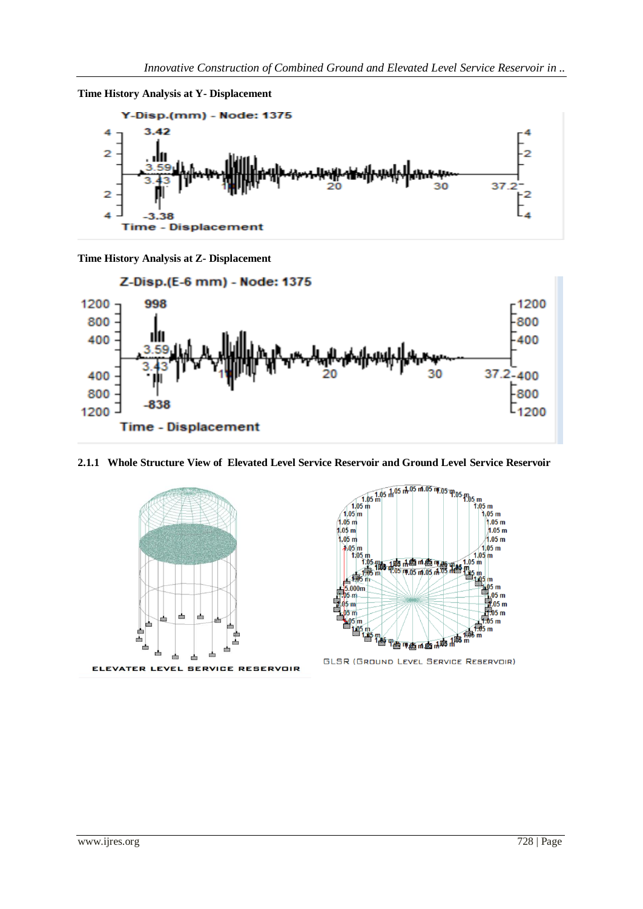**Time History Analysis at Y- Displacement**

**Time History Analysis at Z- Displacement**

**2.1.1 Whole Structure View of Elevated Level Service Reservoir and Ground Level Service Reservoir**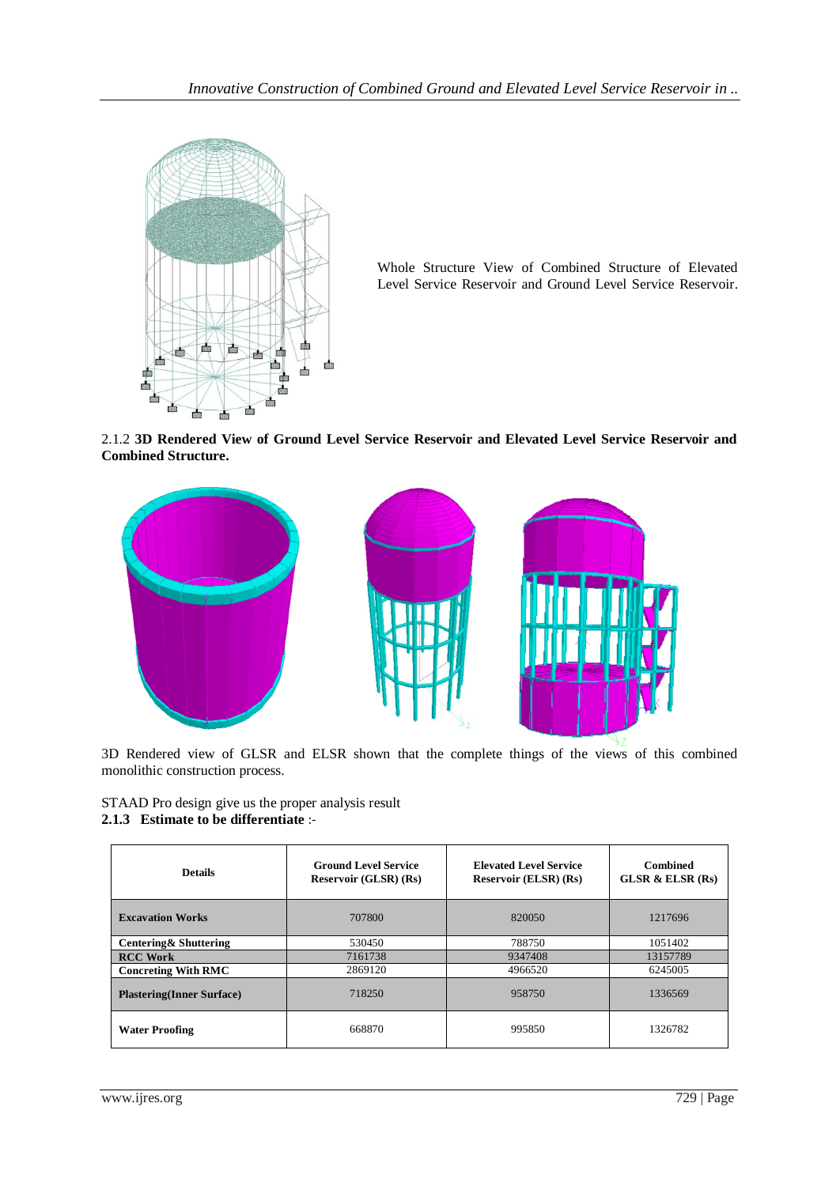Whole Structure View of Combined Structure of Elevated Level Service Reservoir and Ground Level Service Reservoir.

2.1.2 **3D Rendered View of Ground Level Service Reservoir and Elevated Level Service Reservoir and Combined Structure.**

3D Rendered view of GLSR and ELSR shown that the complete things of the views of this combined monolithic construction process.

STAAD Pro design give us the proper analysis result

**2.1.3 Estimate to be differentiate** :-

| Details | Ground Level Service Reservoir (GLSR) (Rs) | Elevated Level Service Reservoir (ELSR) (Rs) | Combined GLSR & ELSR (Rs) |
|---|---|---|---|
| **Excavation Works** | 707800 | 820050 | 1217696 |
| **Centering& Shuttering** | 530450 | 788750 | 1051402 |
| **RCC Work** | 7161738 | 9347408 | 13157789 |
| **Concreting With RMC** | 2869120 | 4966520 | 6245005 |
| **Plastering(Inner Surface)** | 718250 | 958750 | 1336569 |
| **Water Proofing** | 668870 | 995850 | 1326782 |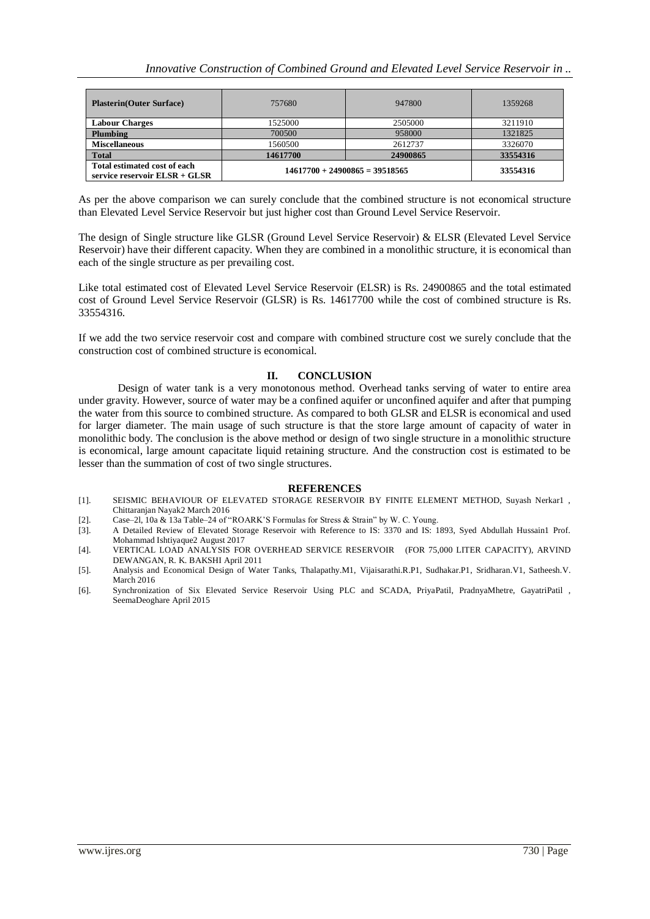| | | | |
|---|---|---|---|
| **Plasterin(Outer Surface)** | 757680 | 947800 | 1359268 |
| **Labour Charges** | 1525000 | 2505000 | 3211910 |
| **Plumbing** | 700500 | 958000 | 1321825 |
| **Miscellaneous** | 1560500 | 2612737 | 3326070 |
| **Total** | **14617700** | **24900865** | **33554316** |
| **Total estimated cost of each service reservoir ELSR + GLSR** | **14617700 + 24900865 = 39518565** | | **33554316** |

As per the above comparison we can surely conclude that the combined structure is not economical structure than Elevated Level Service Reservoir but just higher cost than Ground Level Service Reservoir.

The design of Single structure like GLSR (Ground Level Service Reservoir) & ELSR (Elevated Level Service Reservoir) have their different capacity. When they are combined in a monolithic structure, it is economical than each of the single structure as per prevailing cost.

Like total estimated cost of Elevated Level Service Reservoir (ELSR) is Rs. 24900865 and the total estimated cost of Ground Level Service Reservoir (GLSR) is Rs. 14617700 while the cost of combined structure is Rs. 33554316.

If we add the two service reservoir cost and compare with combined structure cost we surely conclude that the construction cost of combined structure is economical.

## II. CONCLUSION

Design of water tank is a very monotonous method. Overhead tanks serving of water to entire area under gravity. However, source of water may be a confined aquifer or unconfined aquifer and after that pumping the water from this source to combined structure. As compared to both GLSR and ELSR is economical and used for larger diameter. The main usage of such structure is that the store large amount of capacity of water in monolithic body. The conclusion is the above method or design of two single structure in a monolithic structure is economical, large amount capacitate liquid retaining structure. And the construction cost is estimated to be lesser than the summation of cost of two single structures.

## REFERENCES

[1]. SEISMIC BEHAVIOUR OF ELEVATED STORAGE RESERVOIR BY FINITE ELEMENT METHOD, Suyash Nerkar1 , Chittaranjan Nayak2 March 2016

[2]. Case–2l, 10a & 13a Table–24 of "ROARK'S Formulas for Stress & Strain" by W. C. Young.

[3]. A Detailed Review of Elevated Storage Reservoir with Reference to IS: 3370 and IS: 1893, Syed Abdullah Hussain1 Prof. Mohammad Ishtiyaque2 August 2017

[4]. VERTICAL LOAD ANALYSIS FOR OVERHEAD SERVICE RESERVOIR (FOR 75,000 LITER CAPACITY), ARVIND DEWANGAN, R. K. BAKSHI April 2011

[5]. Analysis and Economical Design of Water Tanks, Thalapathy.M1, Vijaisarathi.R.P1, Sudhakar.P1, Sridharan.V1, Satheesh.V. March 2016

[6]. Synchronization of Six Elevated Service Reservoir Using PLC and SCADA, PriyaPatil, PradnyaMhetre, GayatriPatil , SeemaDeoghare April 2015